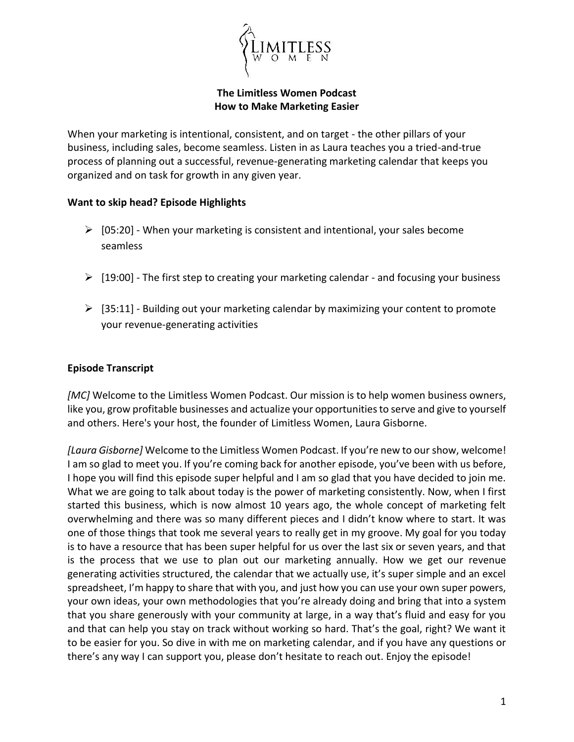**The Limitless Women Podcast**
**How to Make Marketing Easier**

When your marketing is intentional, consistent, and on target - the other pillars of your business, including sales, become seamless. Listen in as Laura teaches you a tried-and-true process of planning out a successful, revenue-generating marketing calendar that keeps you organized and on task for growth in any given year.

**Want to skip head? Episode Highlights**

- [05:20] - When your marketing is consistent and intentional, your sales become seamless
- [19:00] - The first step to creating your marketing calendar - and focusing your business
- [35:11] - Building out your marketing calendar by maximizing your content to promote your revenue-generating activities

**Episode Transcript**

*[MC]* Welcome to the Limitless Women Podcast. Our mission is to help women business owners, like you, grow profitable businesses and actualize your opportunities to serve and give to yourself and others. Here's your host, the founder of Limitless Women, Laura Gisborne.

*[Laura Gisborne]* Welcome to the Limitless Women Podcast. If you're new to our show, welcome! I am so glad to meet you. If you're coming back for another episode, you've been with us before, I hope you will find this episode super helpful and I am so glad that you have decided to join me. What we are going to talk about today is the power of marketing consistently. Now, when I first started this business, which is now almost 10 years ago, the whole concept of marketing felt overwhelming and there was so many different pieces and I didn't know where to start. It was one of those things that took me several years to really get in my groove. My goal for you today is to have a resource that has been super helpful for us over the last six or seven years, and that is the process that we use to plan out our marketing annually. How we get our revenue generating activities structured, the calendar that we actually use, it's super simple and an excel spreadsheet, I'm happy to share that with you, and just how you can use your own super powers, your own ideas, your own methodologies that you're already doing and bring that into a system that you share generously with your community at large, in a way that's fluid and easy for you and that can help you stay on track without working so hard. That's the goal, right? We want it to be easier for you. So dive in with me on marketing calendar, and if you have any questions or there's any way I can support you, please don't hesitate to reach out. Enjoy the episode!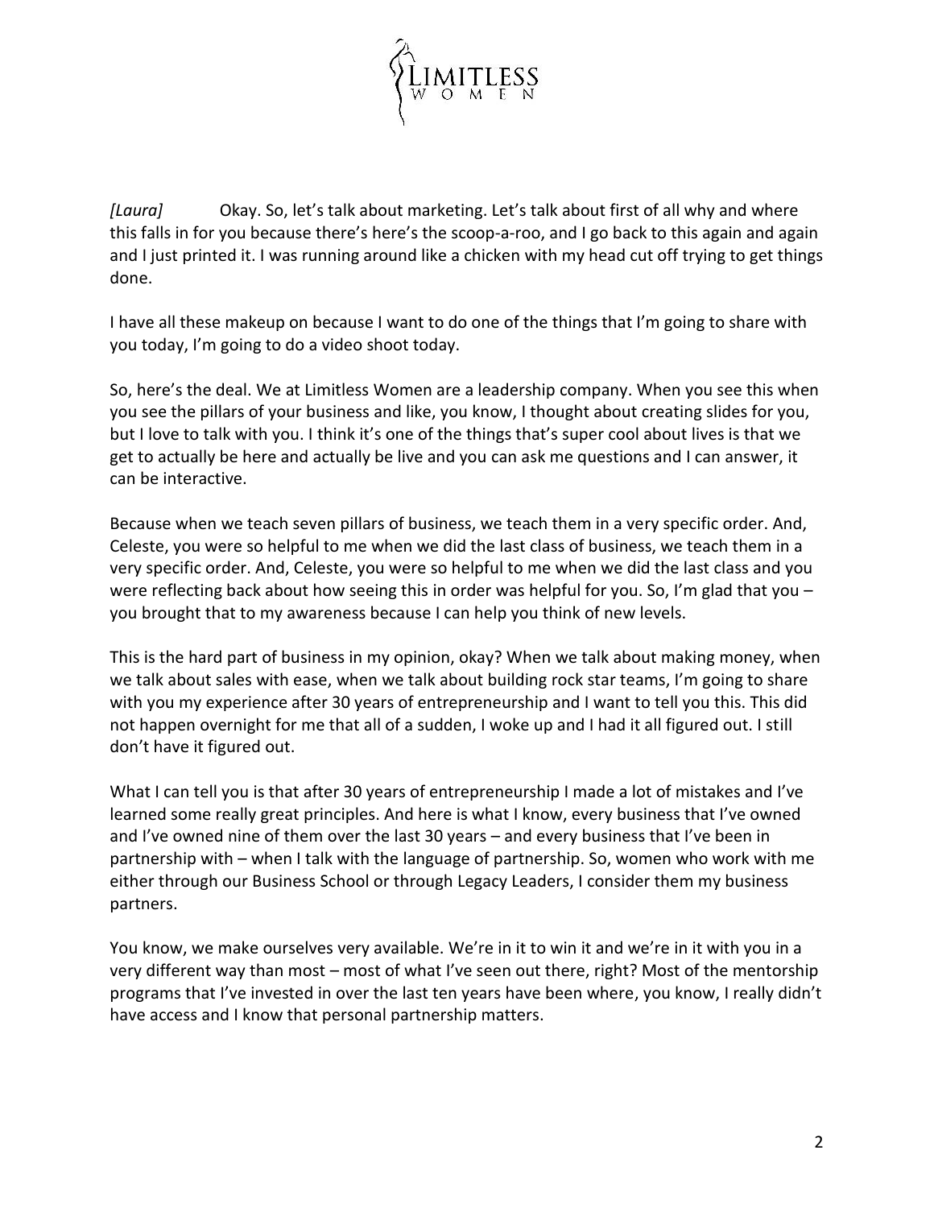*[Laura]* Okay. So, let's talk about marketing. Let's talk about first of all why and where this falls in for you because there's here's the scoop-a-roo, and I go back to this again and again and I just printed it. I was running around like a chicken with my head cut off trying to get things done.

I have all these makeup on because I want to do one of the things that I'm going to share with you today, I'm going to do a video shoot today.

So, here's the deal. We at Limitless Women are a leadership company. When you see this when you see the pillars of your business and like, you know, I thought about creating slides for you, but I love to talk with you. I think it's one of the things that's super cool about lives is that we get to actually be here and actually be live and you can ask me questions and I can answer, it can be interactive.

Because when we teach seven pillars of business, we teach them in a very specific order. And, Celeste, you were so helpful to me when we did the last class of business, we teach them in a very specific order. And, Celeste, you were so helpful to me when we did the last class and you were reflecting back about how seeing this in order was helpful for you. So, I'm glad that you – you brought that to my awareness because I can help you think of new levels.

This is the hard part of business in my opinion, okay? When we talk about making money, when we talk about sales with ease, when we talk about building rock star teams, I'm going to share with you my experience after 30 years of entrepreneurship and I want to tell you this. This did not happen overnight for me that all of a sudden, I woke up and I had it all figured out. I still don't have it figured out.

What I can tell you is that after 30 years of entrepreneurship I made a lot of mistakes and I've learned some really great principles. And here is what I know, every business that I've owned and I've owned nine of them over the last 30 years – and every business that I've been in partnership with – when I talk with the language of partnership. So, women who work with me either through our Business School or through Legacy Leaders, I consider them my business partners.

You know, we make ourselves very available. We're in it to win it and we're in it with you in a very different way than most – most of what I've seen out there, right? Most of the mentorship programs that I've invested in over the last ten years have been where, you know, I really didn't have access and I know that personal partnership matters.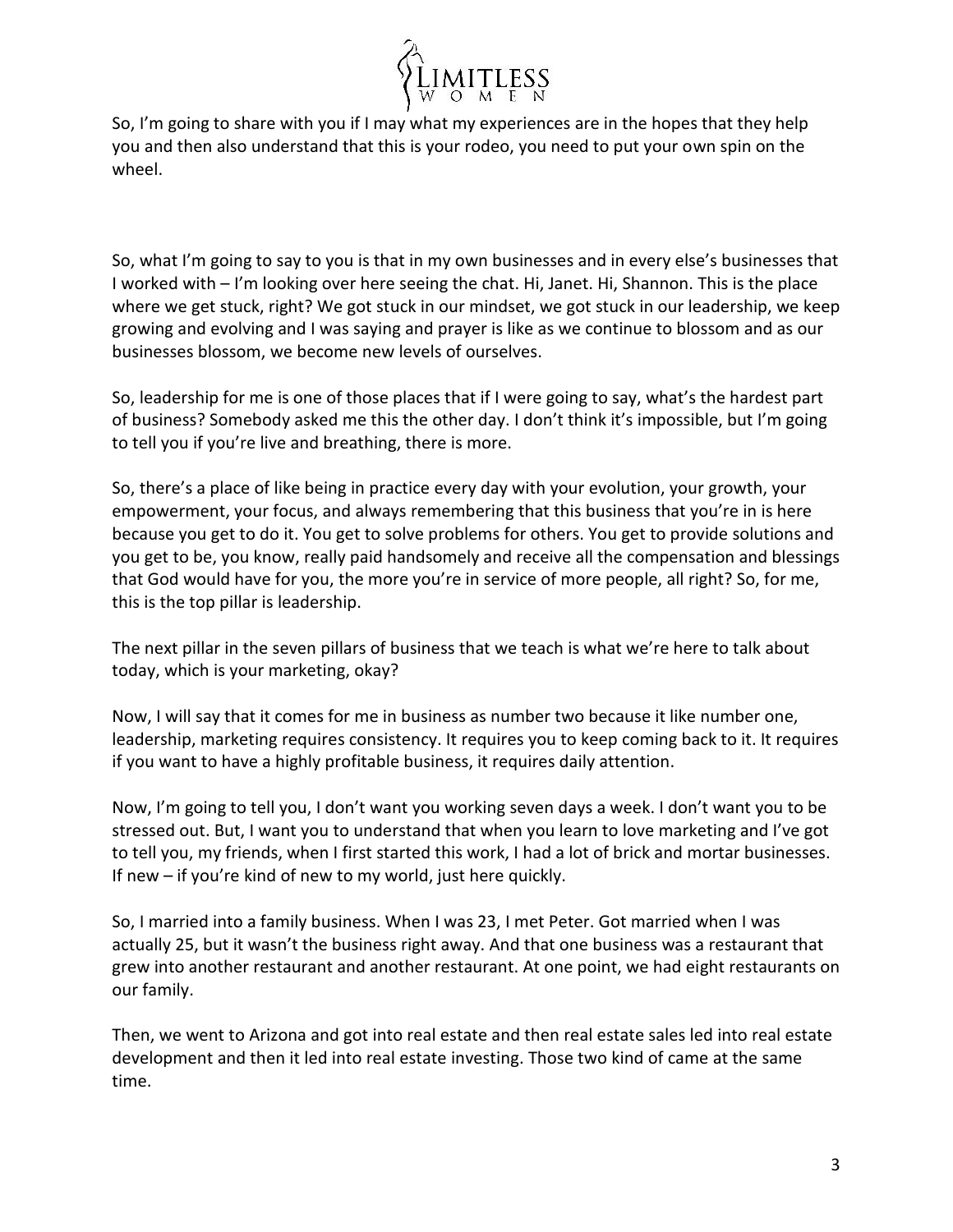So, I'm going to share with you if I may what my experiences are in the hopes that they help you and then also understand that this is your rodeo, you need to put your own spin on the wheel.

So, what I'm going to say to you is that in my own businesses and in every else's businesses that I worked with – I'm looking over here seeing the chat. Hi, Janet. Hi, Shannon. This is the place where we get stuck, right? We got stuck in our mindset, we got stuck in our leadership, we keep growing and evolving and I was saying and prayer is like as we continue to blossom and as our businesses blossom, we become new levels of ourselves.

So, leadership for me is one of those places that if I were going to say, what's the hardest part of business? Somebody asked me this the other day. I don't think it's impossible, but I'm going to tell you if you're live and breathing, there is more.

So, there's a place of like being in practice every day with your evolution, your growth, your empowerment, your focus, and always remembering that this business that you're in is here because you get to do it. You get to solve problems for others. You get to provide solutions and you get to be, you know, really paid handsomely and receive all the compensation and blessings that God would have for you, the more you're in service of more people, all right? So, for me, this is the top pillar is leadership.

The next pillar in the seven pillars of business that we teach is what we're here to talk about today, which is your marketing, okay?

Now, I will say that it comes for me in business as number two because it like number one, leadership, marketing requires consistency. It requires you to keep coming back to it. It requires if you want to have a highly profitable business, it requires daily attention.

Now, I'm going to tell you, I don't want you working seven days a week. I don't want you to be stressed out. But, I want you to understand that when you learn to love marketing and I've got to tell you, my friends, when I first started this work, I had a lot of brick and mortar businesses. If new – if you're kind of new to my world, just here quickly.

So, I married into a family business. When I was 23, I met Peter. Got married when I was actually 25, but it wasn't the business right away. And that one business was a restaurant that grew into another restaurant and another restaurant. At one point, we had eight restaurants on our family.

Then, we went to Arizona and got into real estate and then real estate sales led into real estate development and then it led into real estate investing. Those two kind of came at the same time.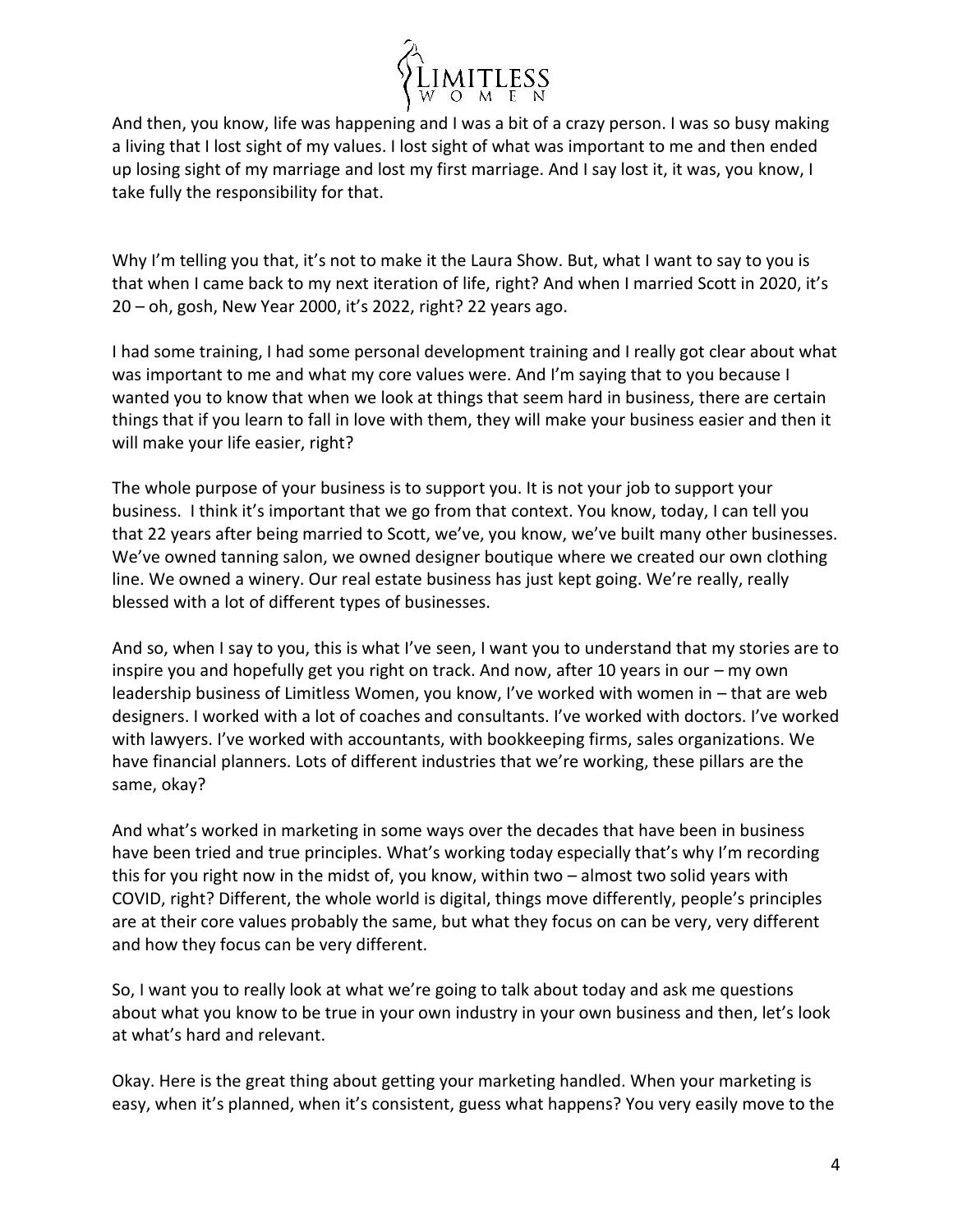And then, you know, life was happening and I was a bit of a crazy person. I was so busy making a living that I lost sight of my values. I lost sight of what was important to me and then ended up losing sight of my marriage and lost my first marriage. And I say lost it, it was, you know, I take fully the responsibility for that.

Why I'm telling you that, it's not to make it the Laura Show. But, what I want to say to you is that when I came back to my next iteration of life, right? And when I married Scott in 2020, it's 20 – oh, gosh, New Year 2000, it's 2022, right? 22 years ago.

I had some training, I had some personal development training and I really got clear about what was important to me and what my core values were. And I'm saying that to you because I wanted you to know that when we look at things that seem hard in business, there are certain things that if you learn to fall in love with them, they will make your business easier and then it will make your life easier, right?

The whole purpose of your business is to support you. It is not your job to support your business. I think it's important that we go from that context. You know, today, I can tell you that 22 years after being married to Scott, we've, you know, we've built many other businesses. We've owned tanning salon, we owned designer boutique where we created our own clothing line. We owned a winery. Our real estate business has just kept going. We're really, really blessed with a lot of different types of businesses.

And so, when I say to you, this is what I've seen, I want you to understand that my stories are to inspire you and hopefully get you right on track. And now, after 10 years in our – my own leadership business of Limitless Women, you know, I've worked with women in – that are web designers. I worked with a lot of coaches and consultants. I've worked with doctors. I've worked with lawyers. I've worked with accountants, with bookkeeping firms, sales organizations. We have financial planners. Lots of different industries that we're working, these pillars are the same, okay?

And what's worked in marketing in some ways over the decades that have been in business have been tried and true principles. What's working today especially that's why I'm recording this for you right now in the midst of, you know, within two – almost two solid years with COVID, right? Different, the whole world is digital, things move differently, people's principles are at their core values probably the same, but what they focus on can be very, very different and how they focus can be very different.

So, I want you to really look at what we're going to talk about today and ask me questions about what you know to be true in your own industry in your own business and then, let's look at what's hard and relevant.

Okay. Here is the great thing about getting your marketing handled. When your marketing is easy, when it's planned, when it's consistent, guess what happens? You very easily move to the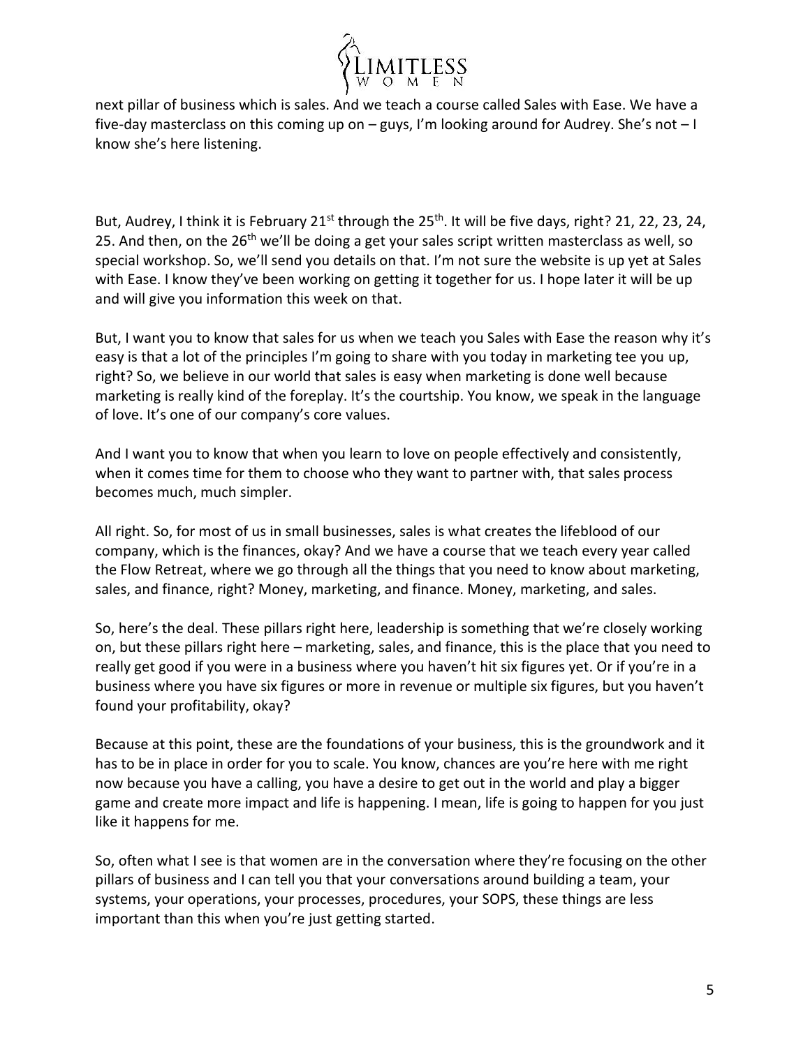next pillar of business which is sales. And we teach a course called Sales with Ease. We have a five-day masterclass on this coming up on – guys, I'm looking around for Audrey. She's not – I know she's here listening.

But, Audrey, I think it is February 21st through the 25th. It will be five days, right? 21, 22, 23, 24, 25. And then, on the 26th we'll be doing a get your sales script written masterclass as well, so special workshop. So, we'll send you details on that. I'm not sure the website is up yet at Sales with Ease. I know they've been working on getting it together for us. I hope later it will be up and will give you information this week on that.

But, I want you to know that sales for us when we teach you Sales with Ease the reason why it's easy is that a lot of the principles I'm going to share with you today in marketing tee you up, right? So, we believe in our world that sales is easy when marketing is done well because marketing is really kind of the foreplay. It's the courtship. You know, we speak in the language of love. It's one of our company's core values.

And I want you to know that when you learn to love on people effectively and consistently, when it comes time for them to choose who they want to partner with, that sales process becomes much, much simpler.

All right. So, for most of us in small businesses, sales is what creates the lifeblood of our company, which is the finances, okay? And we have a course that we teach every year called the Flow Retreat, where we go through all the things that you need to know about marketing, sales, and finance, right? Money, marketing, and finance. Money, marketing, and sales.

So, here's the deal. These pillars right here, leadership is something that we're closely working on, but these pillars right here – marketing, sales, and finance, this is the place that you need to really get good if you were in a business where you haven't hit six figures yet. Or if you're in a business where you have six figures or more in revenue or multiple six figures, but you haven't found your profitability, okay?

Because at this point, these are the foundations of your business, this is the groundwork and it has to be in place in order for you to scale. You know, chances are you're here with me right now because you have a calling, you have a desire to get out in the world and play a bigger game and create more impact and life is happening. I mean, life is going to happen for you just like it happens for me.

So, often what I see is that women are in the conversation where they're focusing on the other pillars of business and I can tell you that your conversations around building a team, your systems, your operations, your processes, procedures, your SOPS, these things are less important than this when you're just getting started.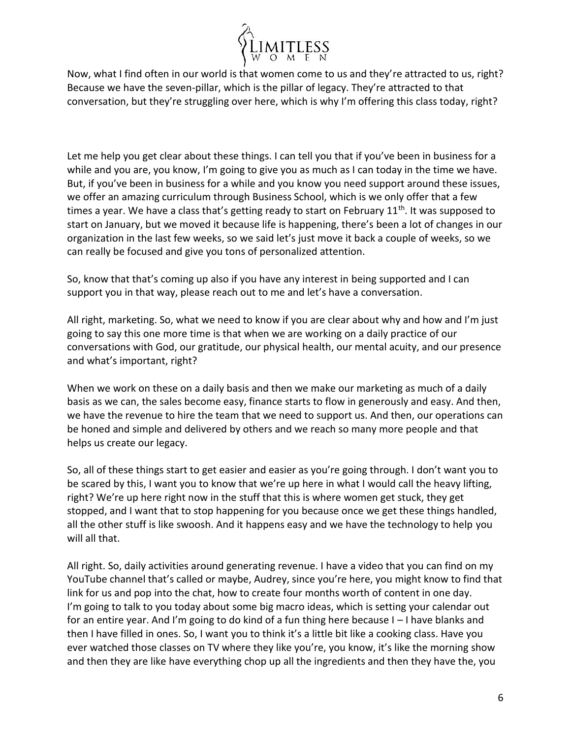Now, what I find often in our world is that women come to us and they're attracted to us, right? Because we have the seven-pillar, which is the pillar of legacy. They're attracted to that conversation, but they're struggling over here, which is why I'm offering this class today, right?

Let me help you get clear about these things. I can tell you that if you've been in business for a while and you are, you know, I'm going to give you as much as I can today in the time we have. But, if you've been in business for a while and you know you need support around these issues, we offer an amazing curriculum through Business School, which is we only offer that a few times a year. We have a class that's getting ready to start on February 11th. It was supposed to start on January, but we moved it because life is happening, there's been a lot of changes in our organization in the last few weeks, so we said let's just move it back a couple of weeks, so we can really be focused and give you tons of personalized attention.

So, know that that's coming up also if you have any interest in being supported and I can support you in that way, please reach out to me and let's have a conversation.

All right, marketing. So, what we need to know if you are clear about why and how and I'm just going to say this one more time is that when we are working on a daily practice of our conversations with God, our gratitude, our physical health, our mental acuity, and our presence and what's important, right?

When we work on these on a daily basis and then we make our marketing as much of a daily basis as we can, the sales become easy, finance starts to flow in generously and easy. And then, we have the revenue to hire the team that we need to support us. And then, our operations can be honed and simple and delivered by others and we reach so many more people and that helps us create our legacy.

So, all of these things start to get easier and easier as you're going through. I don't want you to be scared by this, I want you to know that we're up here in what I would call the heavy lifting, right? We're up here right now in the stuff that this is where women get stuck, they get stopped, and I want that to stop happening for you because once we get these things handled, all the other stuff is like swoosh. And it happens easy and we have the technology to help you will all that.

All right. So, daily activities around generating revenue. I have a video that you can find on my YouTube channel that's called or maybe, Audrey, since you're here, you might know to find that link for us and pop into the chat, how to create four months worth of content in one day. I'm going to talk to you today about some big macro ideas, which is setting your calendar out for an entire year. And I'm going to do kind of a fun thing here because I – I have blanks and then I have filled in ones. So, I want you to think it's a little bit like a cooking class. Have you ever watched those classes on TV where they like you're, you know, it's like the morning show and then they are like have everything chop up all the ingredients and then they have the, you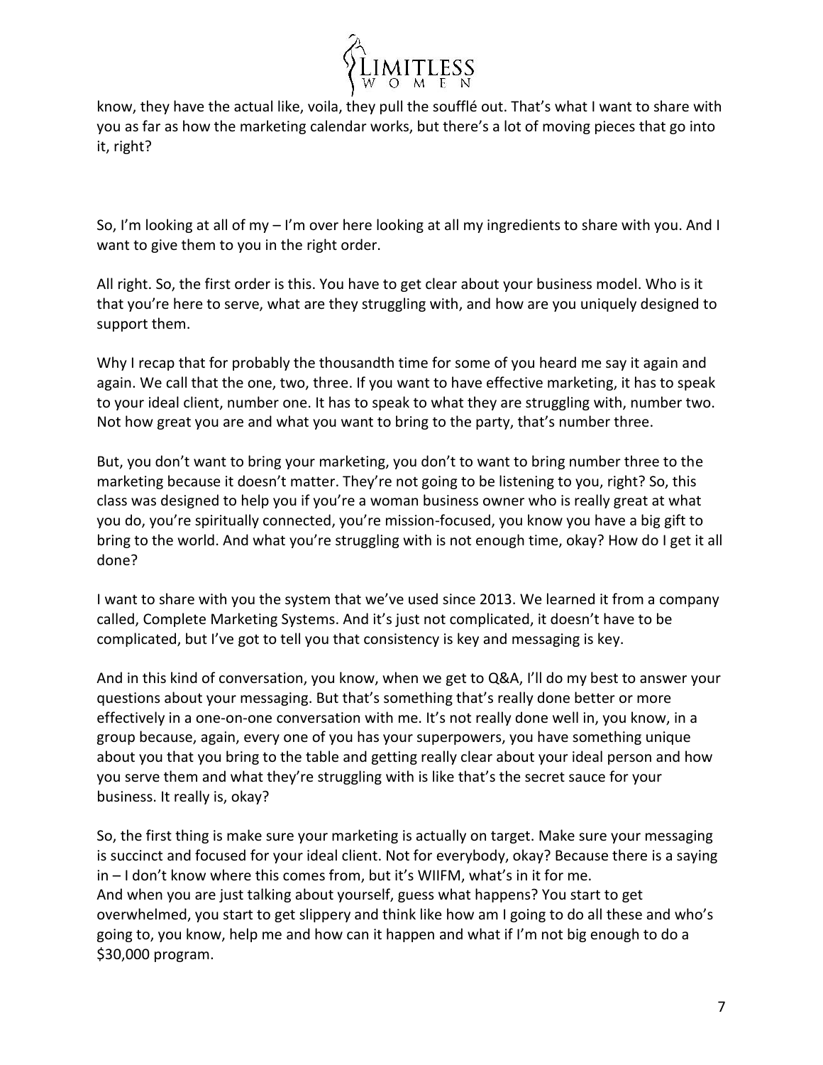know, they have the actual like, voila, they pull the soufflé out. That's what I want to share with you as far as how the marketing calendar works, but there's a lot of moving pieces that go into it, right?

So, I'm looking at all of my – I'm over here looking at all my ingredients to share with you. And I want to give them to you in the right order.

All right. So, the first order is this. You have to get clear about your business model. Who is it that you're here to serve, what are they struggling with, and how are you uniquely designed to support them.

Why I recap that for probably the thousandth time for some of you heard me say it again and again. We call that the one, two, three. If you want to have effective marketing, it has to speak to your ideal client, number one. It has to speak to what they are struggling with, number two. Not how great you are and what you want to bring to the party, that's number three.

But, you don't want to bring your marketing, you don't to want to bring number three to the marketing because it doesn't matter. They're not going to be listening to you, right? So, this class was designed to help you if you're a woman business owner who is really great at what you do, you're spiritually connected, you're mission-focused, you know you have a big gift to bring to the world. And what you're struggling with is not enough time, okay? How do I get it all done?

I want to share with you the system that we've used since 2013. We learned it from a company called, Complete Marketing Systems. And it's just not complicated, it doesn't have to be complicated, but I've got to tell you that consistency is key and messaging is key.

And in this kind of conversation, you know, when we get to Q&A, I'll do my best to answer your questions about your messaging. But that's something that's really done better or more effectively in a one-on-one conversation with me. It's not really done well in, you know, in a group because, again, every one of you has your superpowers, you have something unique about you that you bring to the table and getting really clear about your ideal person and how you serve them and what they're struggling with is like that's the secret sauce for your business. It really is, okay?

So, the first thing is make sure your marketing is actually on target. Make sure your messaging is succinct and focused for your ideal client. Not for everybody, okay? Because there is a saying in – I don't know where this comes from, but it's WIIFM, what's in it for me.
And when you are just talking about yourself, guess what happens? You start to get overwhelmed, you start to get slippery and think like how am I going to do all these and who's going to, you know, help me and how can it happen and what if I'm not big enough to do a $30,000 program.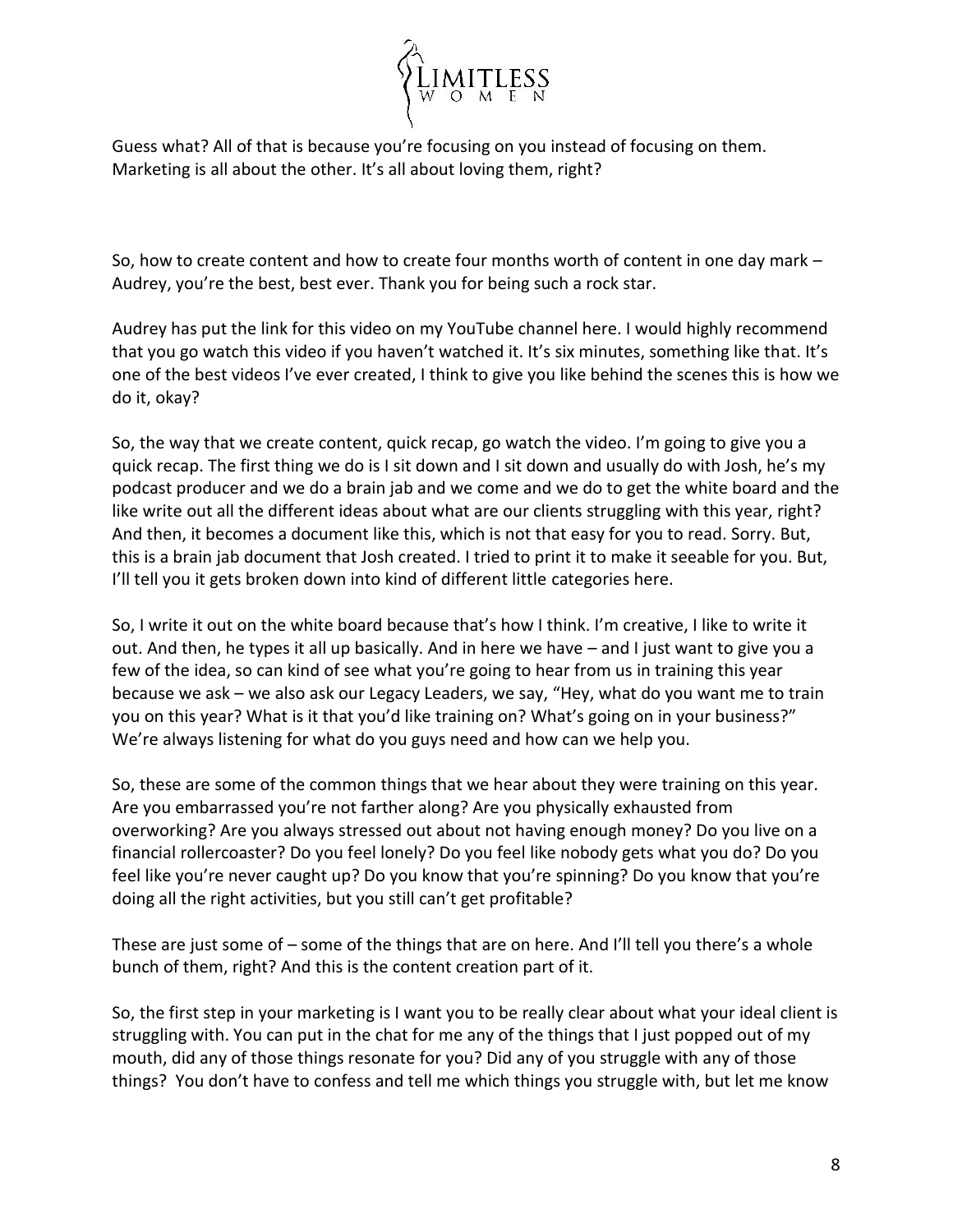Guess what? All of that is because you're focusing on you instead of focusing on them. Marketing is all about the other. It's all about loving them, right?

So, how to create content and how to create four months worth of content in one day mark – Audrey, you're the best, best ever. Thank you for being such a rock star.

Audrey has put the link for this video on my YouTube channel here. I would highly recommend that you go watch this video if you haven't watched it. It's six minutes, something like that. It's one of the best videos I've ever created, I think to give you like behind the scenes this is how we do it, okay?

So, the way that we create content, quick recap, go watch the video. I'm going to give you a quick recap. The first thing we do is I sit down and I sit down and usually do with Josh, he's my podcast producer and we do a brain jab and we come and we do to get the white board and the like write out all the different ideas about what are our clients struggling with this year, right? And then, it becomes a document like this, which is not that easy for you to read. Sorry. But, this is a brain jab document that Josh created. I tried to print it to make it seeable for you. But, I'll tell you it gets broken down into kind of different little categories here.

So, I write it out on the white board because that's how I think. I'm creative, I like to write it out. And then, he types it all up basically. And in here we have – and I just want to give you a few of the idea, so can kind of see what you're going to hear from us in training this year because we ask – we also ask our Legacy Leaders, we say, "Hey, what do you want me to train you on this year? What is it that you'd like training on? What's going on in your business?" We're always listening for what do you guys need and how can we help you.

So, these are some of the common things that we hear about they were training on this year. Are you embarrassed you're not farther along? Are you physically exhausted from overworking? Are you always stressed out about not having enough money? Do you live on a financial rollercoaster? Do you feel lonely? Do you feel like nobody gets what you do? Do you feel like you're never caught up? Do you know that you're spinning? Do you know that you're doing all the right activities, but you still can't get profitable?

These are just some of – some of the things that are on here. And I'll tell you there's a whole bunch of them, right? And this is the content creation part of it.

So, the first step in your marketing is I want you to be really clear about what your ideal client is struggling with. You can put in the chat for me any of the things that I just popped out of my mouth, did any of those things resonate for you? Did any of you struggle with any of those things? You don't have to confess and tell me which things you struggle with, but let me know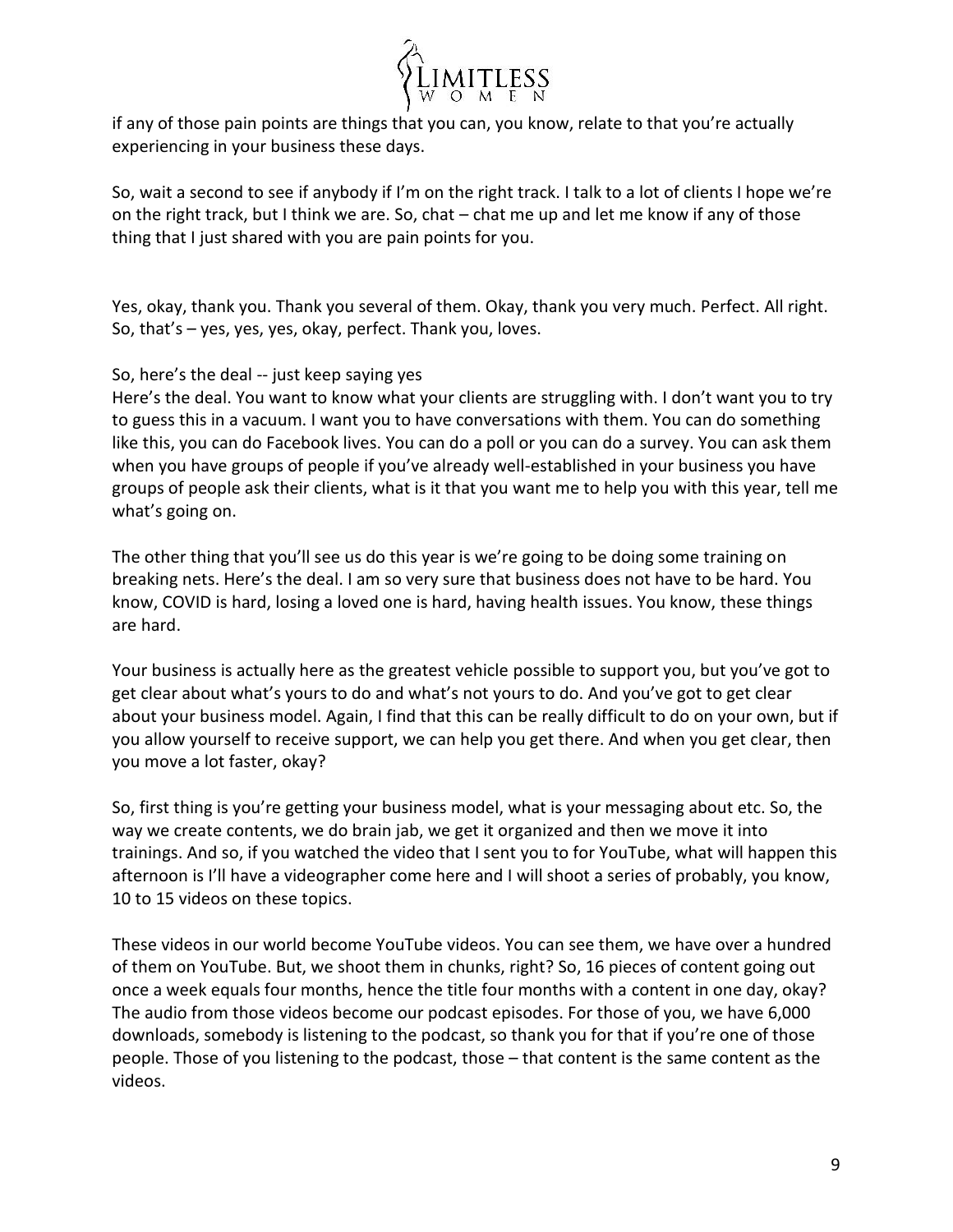if any of those pain points are things that you can, you know, relate to that you're actually experiencing in your business these days.

So, wait a second to see if anybody if I'm on the right track. I talk to a lot of clients I hope we're on the right track, but I think we are. So, chat – chat me up and let me know if any of those thing that I just shared with you are pain points for you.

Yes, okay, thank you. Thank you several of them. Okay, thank you very much. Perfect. All right. So, that's – yes, yes, yes, okay, perfect. Thank you, loves.

So, here's the deal -- just keep saying yes
Here's the deal. You want to know what your clients are struggling with. I don't want you to try to guess this in a vacuum. I want you to have conversations with them. You can do something like this, you can do Facebook lives. You can do a poll or you can do a survey. You can ask them when you have groups of people if you've already well-established in your business you have groups of people ask their clients, what is it that you want me to help you with this year, tell me what's going on.

The other thing that you'll see us do this year is we're going to be doing some training on breaking nets. Here's the deal. I am so very sure that business does not have to be hard. You know, COVID is hard, losing a loved one is hard, having health issues. You know, these things are hard.

Your business is actually here as the greatest vehicle possible to support you, but you've got to get clear about what's yours to do and what's not yours to do. And you've got to get clear about your business model. Again, I find that this can be really difficult to do on your own, but if you allow yourself to receive support, we can help you get there. And when you get clear, then you move a lot faster, okay?

So, first thing is you're getting your business model, what is your messaging about etc. So, the way we create contents, we do brain jab, we get it organized and then we move it into trainings. And so, if you watched the video that I sent you to for YouTube, what will happen this afternoon is I'll have a videographer come here and I will shoot a series of probably, you know, 10 to 15 videos on these topics.

These videos in our world become YouTube videos. You can see them, we have over a hundred of them on YouTube. But, we shoot them in chunks, right? So, 16 pieces of content going out once a week equals four months, hence the title four months with a content in one day, okay? The audio from those videos become our podcast episodes. For those of you, we have 6,000 downloads, somebody is listening to the podcast, so thank you for that if you're one of those people. Those of you listening to the podcast, those – that content is the same content as the videos.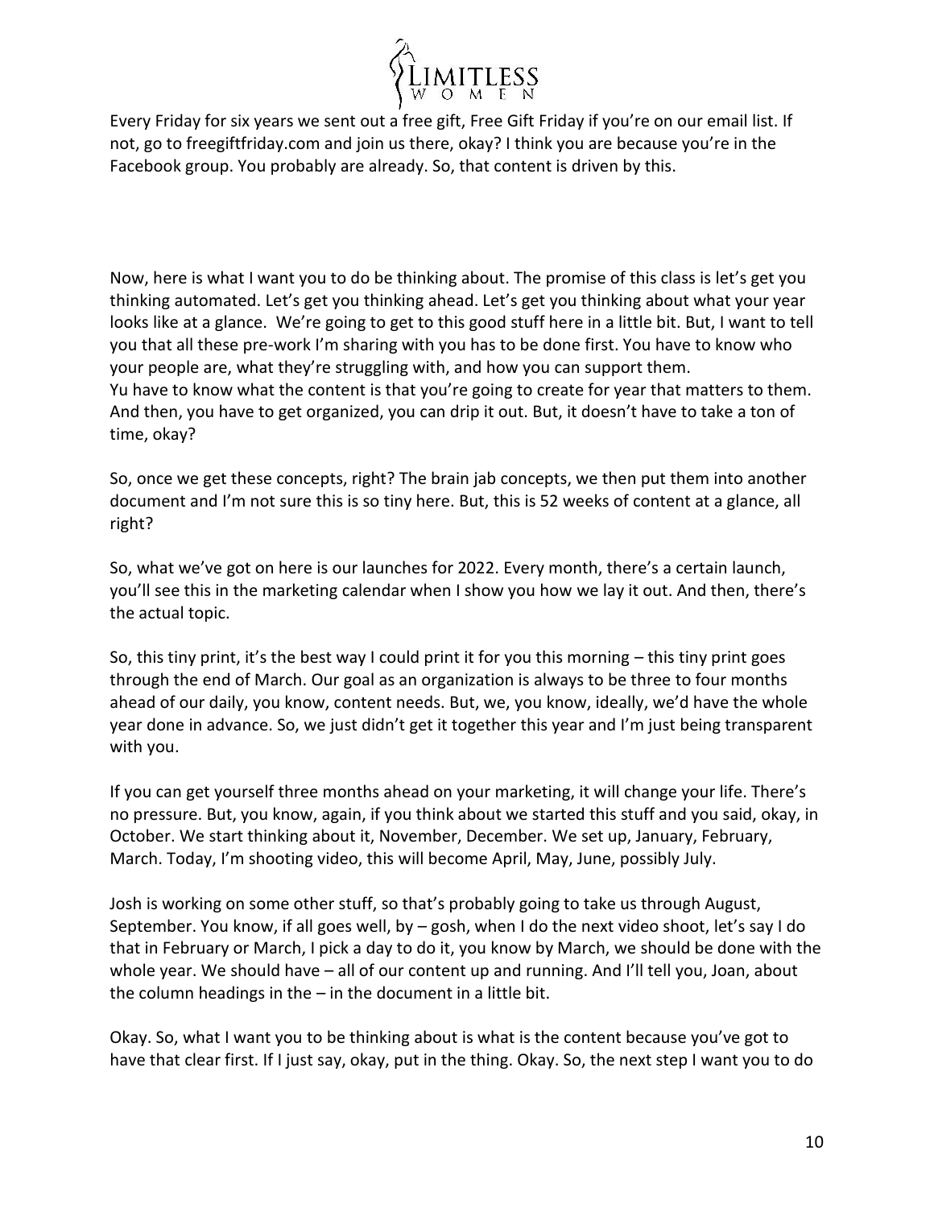Every Friday for six years we sent out a free gift, Free Gift Friday if you're on our email list. If not, go to freegiftfriday.com and join us there, okay? I think you are because you're in the Facebook group. You probably are already. So, that content is driven by this.

Now, here is what I want you to do be thinking about. The promise of this class is let's get you thinking automated. Let's get you thinking ahead. Let's get you thinking about what your year looks like at a glance. We're going to get to this good stuff here in a little bit. But, I want to tell you that all these pre-work I'm sharing with you has to be done first. You have to know who your people are, what they're struggling with, and how you can support them.
Yu have to know what the content is that you're going to create for year that matters to them. And then, you have to get organized, you can drip it out. But, it doesn't have to take a ton of time, okay?

So, once we get these concepts, right? The brain jab concepts, we then put them into another document and I'm not sure this is so tiny here. But, this is 52 weeks of content at a glance, all right?

So, what we've got on here is our launches for 2022. Every month, there's a certain launch, you'll see this in the marketing calendar when I show you how we lay it out. And then, there's the actual topic.

So, this tiny print, it's the best way I could print it for you this morning – this tiny print goes through the end of March. Our goal as an organization is always to be three to four months ahead of our daily, you know, content needs. But, we, you know, ideally, we'd have the whole year done in advance. So, we just didn't get it together this year and I'm just being transparent with you.

If you can get yourself three months ahead on your marketing, it will change your life. There's no pressure. But, you know, again, if you think about we started this stuff and you said, okay, in October. We start thinking about it, November, December. We set up, January, February, March. Today, I'm shooting video, this will become April, May, June, possibly July.

Josh is working on some other stuff, so that's probably going to take us through August, September. You know, if all goes well, by – gosh, when I do the next video shoot, let's say I do that in February or March, I pick a day to do it, you know by March, we should be done with the whole year. We should have – all of our content up and running. And I'll tell you, Joan, about the column headings in the – in the document in a little bit.

Okay. So, what I want you to be thinking about is what is the content because you've got to have that clear first. If I just say, okay, put in the thing. Okay. So, the next step I want you to do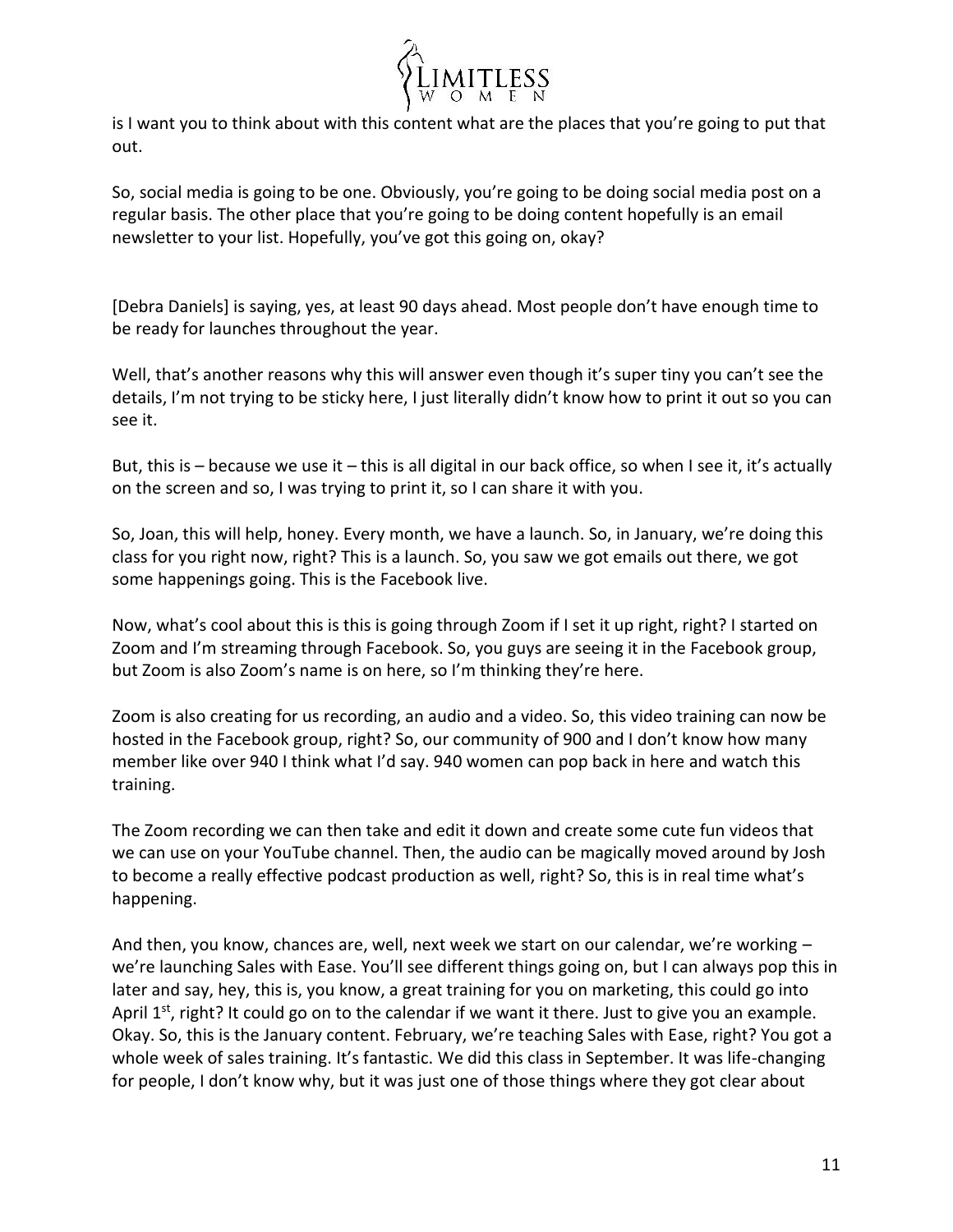is I want you to think about with this content what are the places that you're going to put that out.

So, social media is going to be one. Obviously, you're going to be doing social media post on a regular basis. The other place that you're going to be doing content hopefully is an email newsletter to your list. Hopefully, you've got this going on, okay?

[Debra Daniels] is saying, yes, at least 90 days ahead. Most people don't have enough time to be ready for launches throughout the year.

Well, that's another reasons why this will answer even though it's super tiny you can't see the details, I'm not trying to be sticky here, I just literally didn't know how to print it out so you can see it.

But, this is – because we use it – this is all digital in our back office, so when I see it, it's actually on the screen and so, I was trying to print it, so I can share it with you.

So, Joan, this will help, honey. Every month, we have a launch. So, in January, we're doing this class for you right now, right? This is a launch. So, you saw we got emails out there, we got some happenings going. This is the Facebook live.

Now, what's cool about this is this is going through Zoom if I set it up right, right? I started on Zoom and I'm streaming through Facebook. So, you guys are seeing it in the Facebook group, but Zoom is also Zoom's name is on here, so I'm thinking they're here.

Zoom is also creating for us recording, an audio and a video. So, this video training can now be hosted in the Facebook group, right? So, our community of 900 and I don't know how many member like over 940 I think what I'd say. 940 women can pop back in here and watch this training.

The Zoom recording we can then take and edit it down and create some cute fun videos that we can use on your YouTube channel. Then, the audio can be magically moved around by Josh to become a really effective podcast production as well, right? So, this is in real time what's happening.

And then, you know, chances are, well, next week we start on our calendar, we're working – we're launching Sales with Ease. You'll see different things going on, but I can always pop this in later and say, hey, this is, you know, a great training for you on marketing, this could go into April 1st, right? It could go on to the calendar if we want it there. Just to give you an example. Okay. So, this is the January content. February, we're teaching Sales with Ease, right? You got a whole week of sales training. It's fantastic. We did this class in September. It was life-changing for people, I don't know why, but it was just one of those things where they got clear about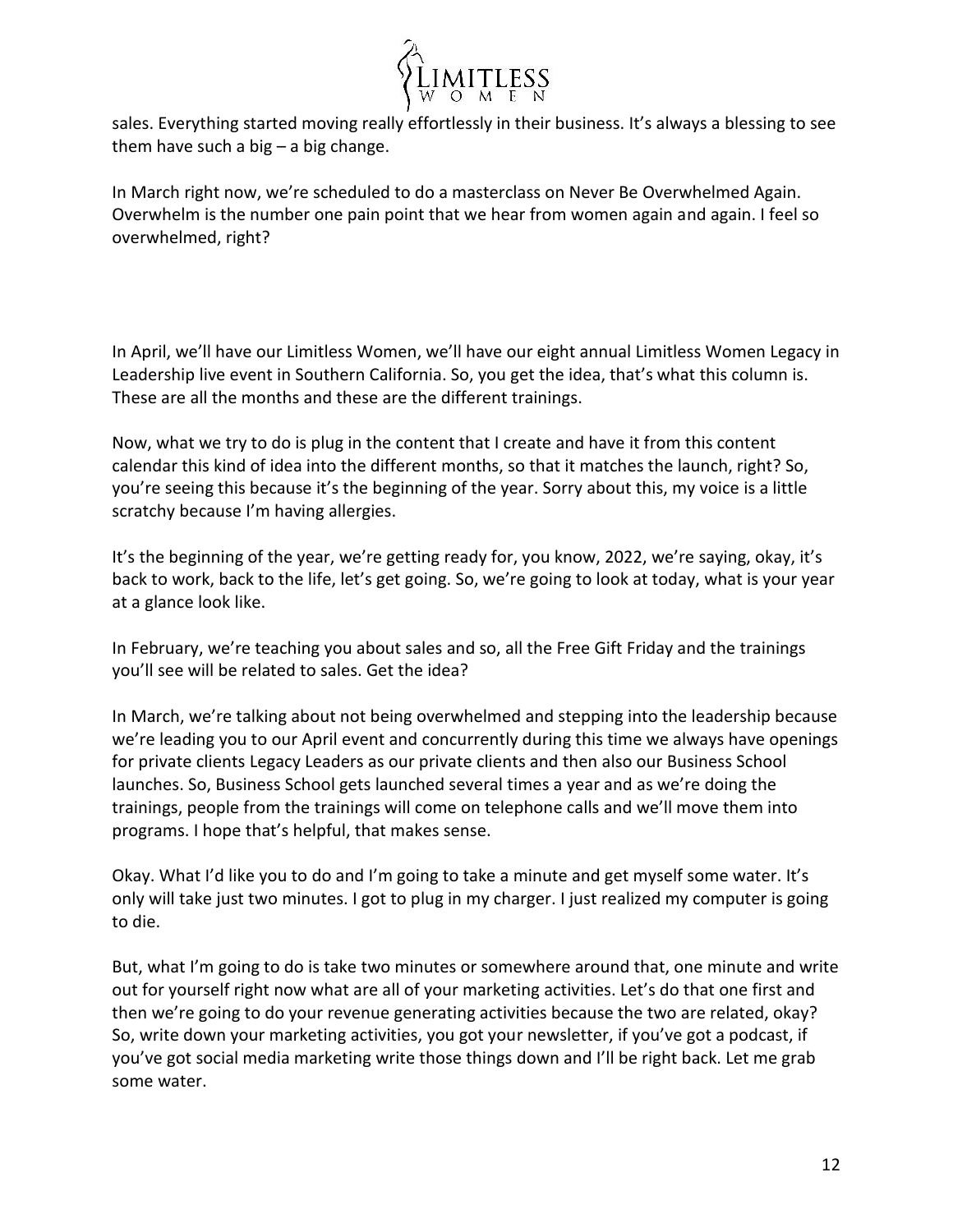sales. Everything started moving really effortlessly in their business. It's always a blessing to see them have such a big – a big change.

In March right now, we're scheduled to do a masterclass on Never Be Overwhelmed Again. Overwhelm is the number one pain point that we hear from women again and again. I feel so overwhelmed, right?

In April, we'll have our Limitless Women, we'll have our eight annual Limitless Women Legacy in Leadership live event in Southern California. So, you get the idea, that's what this column is. These are all the months and these are the different trainings.

Now, what we try to do is plug in the content that I create and have it from this content calendar this kind of idea into the different months, so that it matches the launch, right? So, you're seeing this because it's the beginning of the year. Sorry about this, my voice is a little scratchy because I'm having allergies.

It's the beginning of the year, we're getting ready for, you know, 2022, we're saying, okay, it's back to work, back to the life, let's get going. So, we're going to look at today, what is your year at a glance look like.

In February, we're teaching you about sales and so, all the Free Gift Friday and the trainings you'll see will be related to sales. Get the idea?

In March, we're talking about not being overwhelmed and stepping into the leadership because we're leading you to our April event and concurrently during this time we always have openings for private clients Legacy Leaders as our private clients and then also our Business School launches. So, Business School gets launched several times a year and as we're doing the trainings, people from the trainings will come on telephone calls and we'll move them into programs. I hope that's helpful, that makes sense.

Okay. What I'd like you to do and I'm going to take a minute and get myself some water. It's only will take just two minutes. I got to plug in my charger. I just realized my computer is going to die.

But, what I'm going to do is take two minutes or somewhere around that, one minute and write out for yourself right now what are all of your marketing activities. Let's do that one first and then we're going to do your revenue generating activities because the two are related, okay? So, write down your marketing activities, you got your newsletter, if you've got a podcast, if you've got social media marketing write those things down and I'll be right back. Let me grab some water.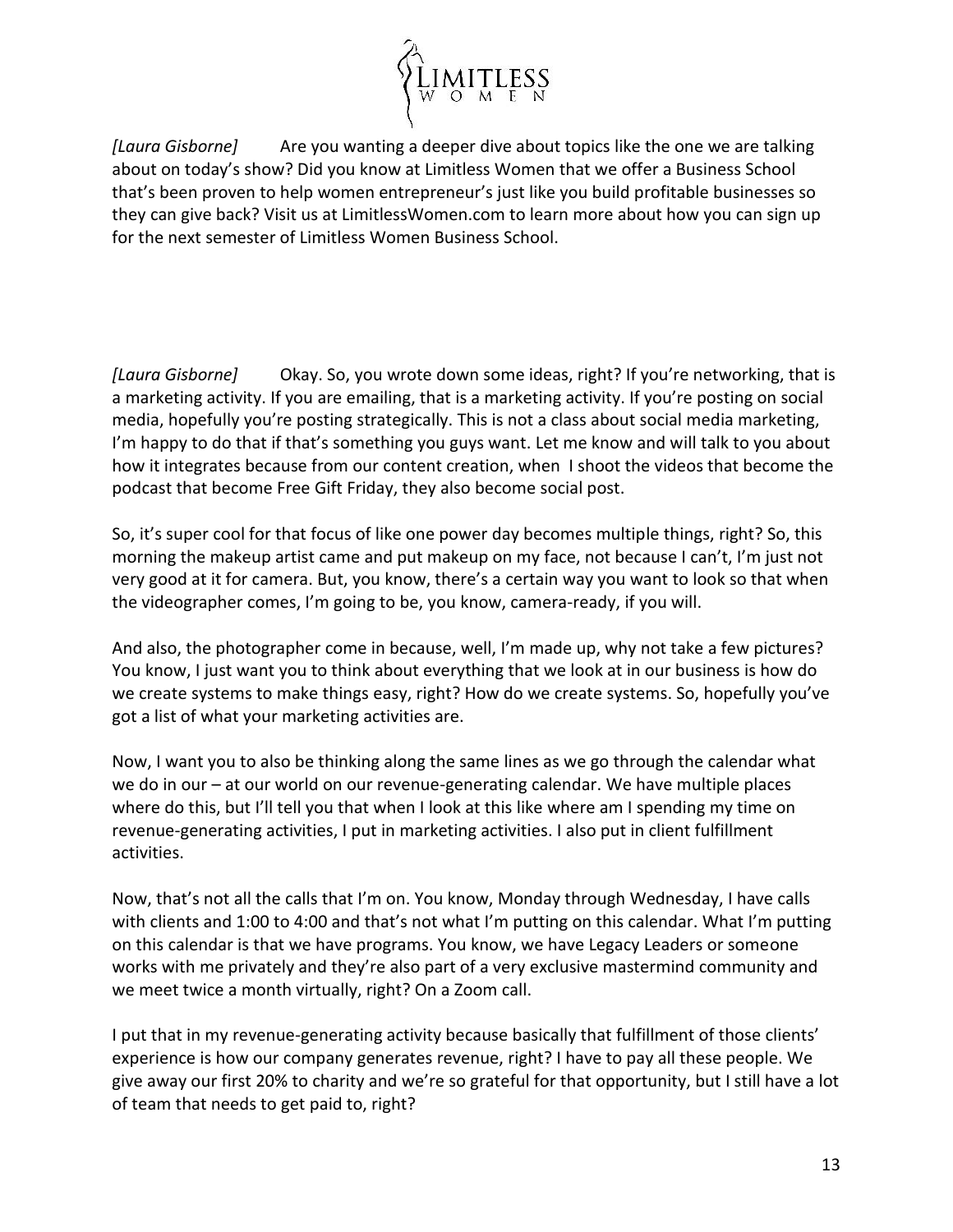*[Laura Gisborne]* Are you wanting a deeper dive about topics like the one we are talking about on today's show? Did you know at Limitless Women that we offer a Business School that's been proven to help women entrepreneur's just like you build profitable businesses so they can give back? Visit us at LimitlessWomen.com to learn more about how you can sign up for the next semester of Limitless Women Business School.

*[Laura Gisborne]* Okay. So, you wrote down some ideas, right? If you're networking, that is a marketing activity. If you are emailing, that is a marketing activity. If you're posting on social media, hopefully you're posting strategically. This is not a class about social media marketing, I'm happy to do that if that's something you guys want. Let me know and will talk to you about how it integrates because from our content creation, when I shoot the videos that become the podcast that become Free Gift Friday, they also become social post.

So, it's super cool for that focus of like one power day becomes multiple things, right? So, this morning the makeup artist came and put makeup on my face, not because I can't, I'm just not very good at it for camera. But, you know, there's a certain way you want to look so that when the videographer comes, I'm going to be, you know, camera-ready, if you will.

And also, the photographer come in because, well, I'm made up, why not take a few pictures? You know, I just want you to think about everything that we look at in our business is how do we create systems to make things easy, right? How do we create systems. So, hopefully you've got a list of what your marketing activities are.

Now, I want you to also be thinking along the same lines as we go through the calendar what we do in our – at our world on our revenue-generating calendar. We have multiple places where do this, but I'll tell you that when I look at this like where am I spending my time on revenue-generating activities, I put in marketing activities. I also put in client fulfillment activities.

Now, that's not all the calls that I'm on. You know, Monday through Wednesday, I have calls with clients and 1:00 to 4:00 and that's not what I'm putting on this calendar. What I'm putting on this calendar is that we have programs. You know, we have Legacy Leaders or someone works with me privately and they're also part of a very exclusive mastermind community and we meet twice a month virtually, right? On a Zoom call.

I put that in my revenue-generating activity because basically that fulfillment of those clients' experience is how our company generates revenue, right? I have to pay all these people. We give away our first 20% to charity and we're so grateful for that opportunity, but I still have a lot of team that needs to get paid to, right?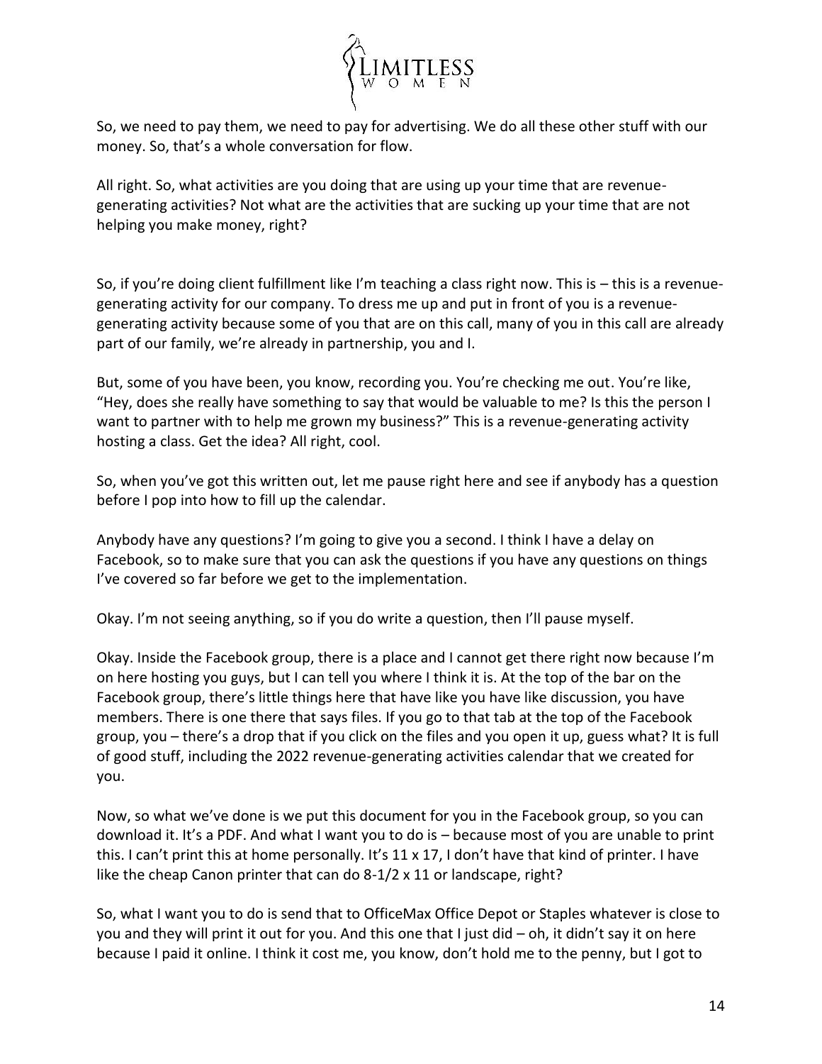So, we need to pay them, we need to pay for advertising. We do all these other stuff with our money. So, that's a whole conversation for flow.

All right. So, what activities are you doing that are using up your time that are revenue-generating activities? Not what are the activities that are sucking up your time that are not helping you make money, right?

So, if you're doing client fulfillment like I'm teaching a class right now. This is – this is a revenue-generating activity for our company. To dress me up and put in front of you is a revenue-generating activity because some of you that are on this call, many of you in this call are already part of our family, we're already in partnership, you and I.

But, some of you have been, you know, recording you. You're checking me out. You're like, "Hey, does she really have something to say that would be valuable to me? Is this the person I want to partner with to help me grown my business?" This is a revenue-generating activity hosting a class. Get the idea? All right, cool.

So, when you've got this written out, let me pause right here and see if anybody has a question before I pop into how to fill up the calendar.

Anybody have any questions? I'm going to give you a second. I think I have a delay on Facebook, so to make sure that you can ask the questions if you have any questions on things I've covered so far before we get to the implementation.

Okay. I'm not seeing anything, so if you do write a question, then I'll pause myself.

Okay. Inside the Facebook group, there is a place and I cannot get there right now because I'm on here hosting you guys, but I can tell you where I think it is. At the top of the bar on the Facebook group, there's little things here that have like you have like discussion, you have members. There is one there that says files. If you go to that tab at the top of the Facebook group, you – there's a drop that if you click on the files and you open it up, guess what? It is full of good stuff, including the 2022 revenue-generating activities calendar that we created for you.

Now, so what we've done is we put this document for you in the Facebook group, so you can download it. It's a PDF. And what I want you to do is – because most of you are unable to print this. I can't print this at home personally. It's 11 x 17, I don't have that kind of printer. I have like the cheap Canon printer that can do 8-1/2 x 11 or landscape, right?

So, what I want you to do is send that to OfficeMax Office Depot or Staples whatever is close to you and they will print it out for you. And this one that I just did – oh, it didn't say it on here because I paid it online. I think it cost me, you know, don't hold me to the penny, but I got to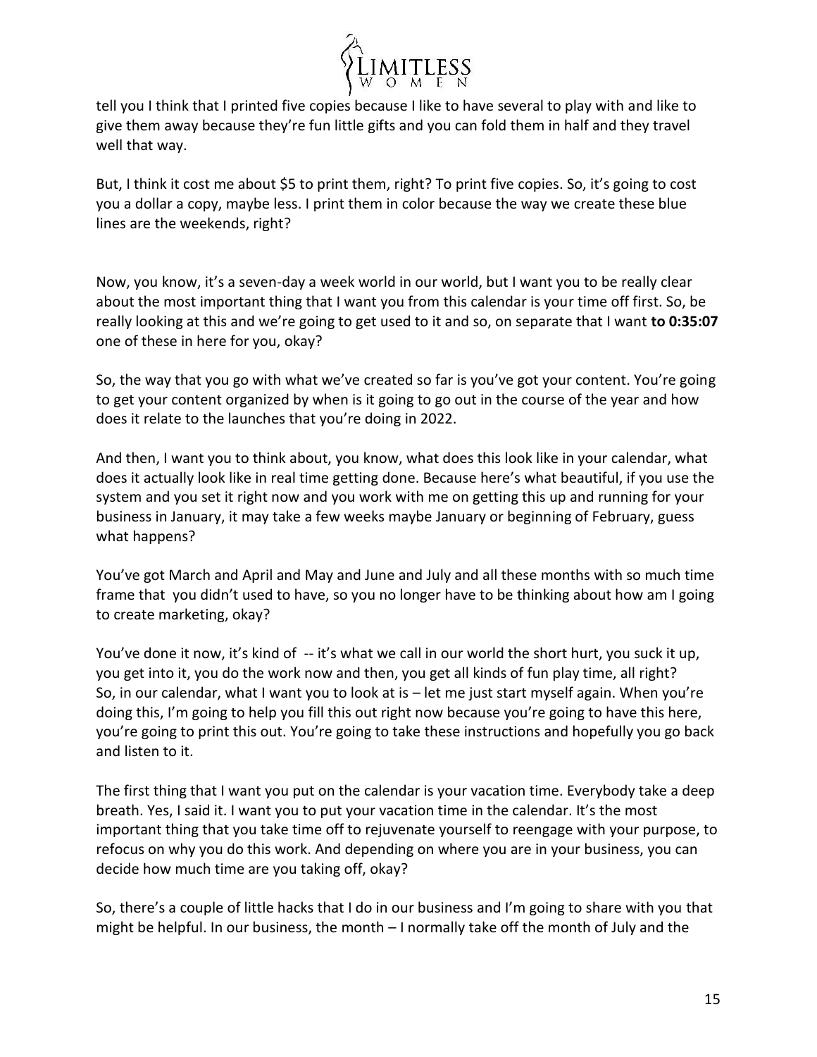tell you I think that I printed five copies because I like to have several to play with and like to give them away because they're fun little gifts and you can fold them in half and they travel well that way.

But, I think it cost me about $5 to print them, right? To print five copies. So, it's going to cost you a dollar a copy, maybe less. I print them in color because the way we create these blue lines are the weekends, right?

Now, you know, it's a seven-day a week world in our world, but I want you to be really clear about the most important thing that I want you from this calendar is your time off first. So, be really looking at this and we're going to get used to it and so, on separate that I want **to 0:35:07** one of these in here for you, okay?

So, the way that you go with what we've created so far is you've got your content. You're going to get your content organized by when is it going to go out in the course of the year and how does it relate to the launches that you're doing in 2022.

And then, I want you to think about, you know, what does this look like in your calendar, what does it actually look like in real time getting done. Because here's what beautiful, if you use the system and you set it right now and you work with me on getting this up and running for your business in January, it may take a few weeks maybe January or beginning of February, guess what happens?

You've got March and April and May and June and July and all these months with so much time frame that you didn't used to have, so you no longer have to be thinking about how am I going to create marketing, okay?

You've done it now, it's kind of -- it's what we call in our world the short hurt, you suck it up, you get into it, you do the work now and then, you get all kinds of fun play time, all right? So, in our calendar, what I want you to look at is – let me just start myself again. When you're doing this, I'm going to help you fill this out right now because you're going to have this here, you're going to print this out. You're going to take these instructions and hopefully you go back and listen to it.

The first thing that I want you put on the calendar is your vacation time. Everybody take a deep breath. Yes, I said it. I want you to put your vacation time in the calendar. It's the most important thing that you take time off to rejuvenate yourself to reengage with your purpose, to refocus on why you do this work. And depending on where you are in your business, you can decide how much time are you taking off, okay?

So, there's a couple of little hacks that I do in our business and I'm going to share with you that might be helpful. In our business, the month – I normally take off the month of July and the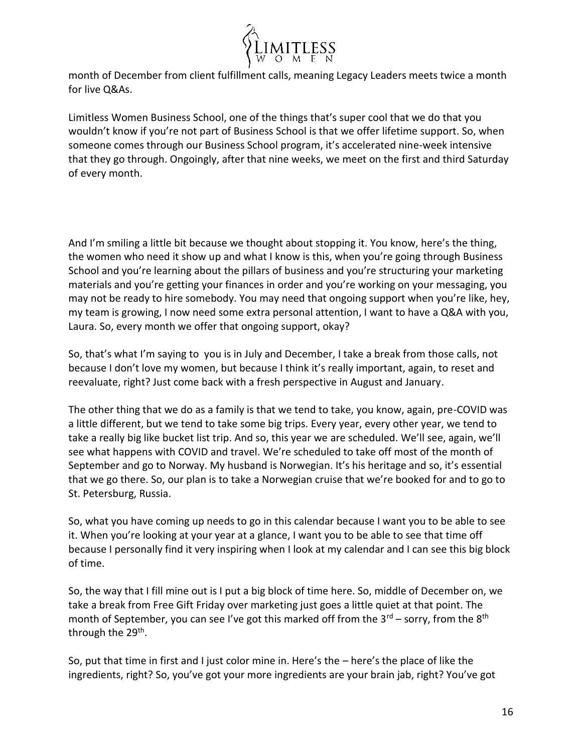month of December from client fulfillment calls, meaning Legacy Leaders meets twice a month for live Q&As.

Limitless Women Business School, one of the things that's super cool that we do that you wouldn't know if you're not part of Business School is that we offer lifetime support. So, when someone comes through our Business School program, it's accelerated nine-week intensive that they go through. Ongoingly, after that nine weeks, we meet on the first and third Saturday of every month.

And I'm smiling a little bit because we thought about stopping it. You know, here's the thing, the women who need it show up and what I know is this, when you're going through Business School and you're learning about the pillars of business and you're structuring your marketing materials and you're getting your finances in order and you're working on your messaging, you may not be ready to hire somebody. You may need that ongoing support when you're like, hey, my team is growing, I now need some extra personal attention, I want to have a Q&A with you, Laura. So, every month we offer that ongoing support, okay?

So, that's what I'm saying to you is in July and December, I take a break from those calls, not because I don't love my women, but because I think it's really important, again, to reset and reevaluate, right? Just come back with a fresh perspective in August and January.

The other thing that we do as a family is that we tend to take, you know, again, pre-COVID was a little different, but we tend to take some big trips. Every year, every other year, we tend to take a really big like bucket list trip. And so, this year we are scheduled. We'll see, again, we'll see what happens with COVID and travel. We're scheduled to take off most of the month of September and go to Norway. My husband is Norwegian. It's his heritage and so, it's essential that we go there. So, our plan is to take a Norwegian cruise that we're booked for and to go to St. Petersburg, Russia.

So, what you have coming up needs to go in this calendar because I want you to be able to see it. When you're looking at your year at a glance, I want you to be able to see that time off because I personally find it very inspiring when I look at my calendar and I can see this big block of time.

So, the way that I fill mine out is I put a big block of time here. So, middle of December on, we take a break from Free Gift Friday over marketing just goes a little quiet at that point. The month of September, you can see I've got this marked off from the 3rd – sorry, from the 8th through the 29th.

So, put that time in first and I just color mine in. Here's the – here's the place of like the ingredients, right? So, you've got your more ingredients are your brain jab, right? You've got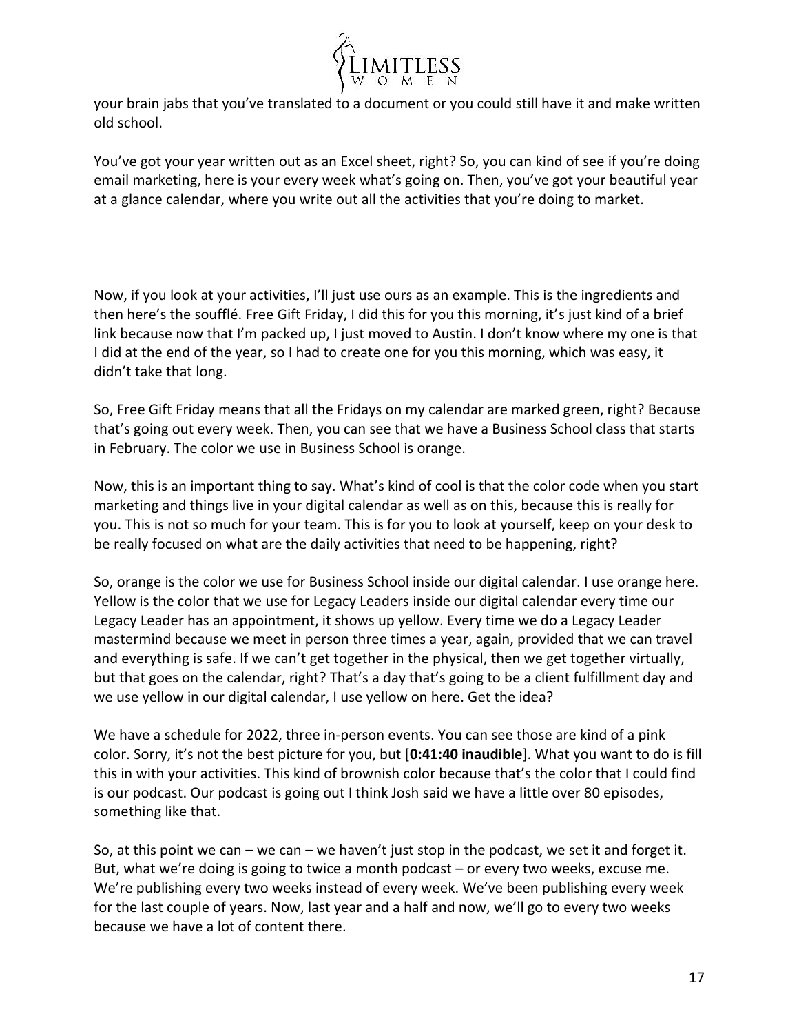your brain jabs that you've translated to a document or you could still have it and make written old school.

You've got your year written out as an Excel sheet, right? So, you can kind of see if you're doing email marketing, here is your every week what's going on. Then, you've got your beautiful year at a glance calendar, where you write out all the activities that you're doing to market.

Now, if you look at your activities, I'll just use ours as an example. This is the ingredients and then here's the soufflé. Free Gift Friday, I did this for you this morning, it's just kind of a brief link because now that I'm packed up, I just moved to Austin. I don't know where my one is that I did at the end of the year, so I had to create one for you this morning, which was easy, it didn't take that long.

So, Free Gift Friday means that all the Fridays on my calendar are marked green, right? Because that's going out every week. Then, you can see that we have a Business School class that starts in February. The color we use in Business School is orange.

Now, this is an important thing to say. What's kind of cool is that the color code when you start marketing and things live in your digital calendar as well as on this, because this is really for you. This is not so much for your team. This is for you to look at yourself, keep on your desk to be really focused on what are the daily activities that need to be happening, right?

So, orange is the color we use for Business School inside our digital calendar. I use orange here. Yellow is the color that we use for Legacy Leaders inside our digital calendar every time our Legacy Leader has an appointment, it shows up yellow. Every time we do a Legacy Leader mastermind because we meet in person three times a year, again, provided that we can travel and everything is safe. If we can't get together in the physical, then we get together virtually, but that goes on the calendar, right? That's a day that's going to be a client fulfillment day and we use yellow in our digital calendar, I use yellow on here. Get the idea?

We have a schedule for 2022, three in-person events. You can see those are kind of a pink color. Sorry, it's not the best picture for you, but [**0:41:40 inaudible**]. What you want to do is fill this in with your activities. This kind of brownish color because that's the color that I could find is our podcast. Our podcast is going out I think Josh said we have a little over 80 episodes, something like that.

So, at this point we can – we can – we haven't just stop in the podcast, we set it and forget it. But, what we're doing is going to twice a month podcast – or every two weeks, excuse me. We're publishing every two weeks instead of every week. We've been publishing every week for the last couple of years. Now, last year and a half and now, we'll go to every two weeks because we have a lot of content there.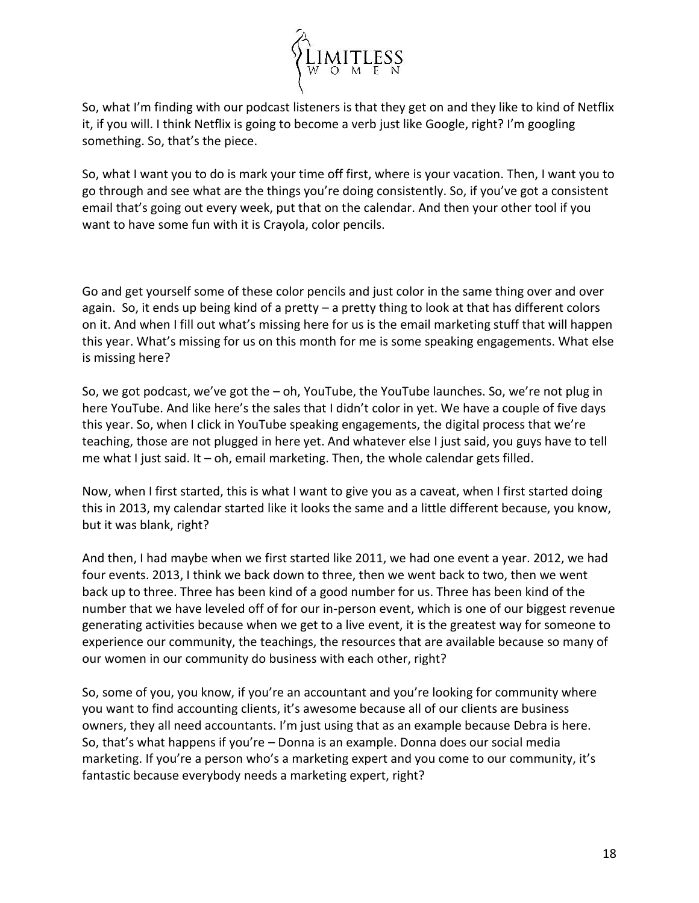So, what I'm finding with our podcast listeners is that they get on and they like to kind of Netflix it, if you will. I think Netflix is going to become a verb just like Google, right? I'm googling something. So, that's the piece.

So, what I want you to do is mark your time off first, where is your vacation. Then, I want you to go through and see what are the things you're doing consistently. So, if you've got a consistent email that's going out every week, put that on the calendar. And then your other tool if you want to have some fun with it is Crayola, color pencils.

Go and get yourself some of these color pencils and just color in the same thing over and over again. So, it ends up being kind of a pretty – a pretty thing to look at that has different colors on it. And when I fill out what's missing here for us is the email marketing stuff that will happen this year. What's missing for us on this month for me is some speaking engagements. What else is missing here?

So, we got podcast, we've got the – oh, YouTube, the YouTube launches. So, we're not plug in here YouTube. And like here's the sales that I didn't color in yet. We have a couple of five days this year. So, when I click in YouTube speaking engagements, the digital process that we're teaching, those are not plugged in here yet. And whatever else I just said, you guys have to tell me what I just said. It – oh, email marketing. Then, the whole calendar gets filled.

Now, when I first started, this is what I want to give you as a caveat, when I first started doing this in 2013, my calendar started like it looks the same and a little different because, you know, but it was blank, right?

And then, I had maybe when we first started like 2011, we had one event a year. 2012, we had four events. 2013, I think we back down to three, then we went back to two, then we went back up to three. Three has been kind of a good number for us. Three has been kind of the number that we have leveled off of for our in-person event, which is one of our biggest revenue generating activities because when we get to a live event, it is the greatest way for someone to experience our community, the teachings, the resources that are available because so many of our women in our community do business with each other, right?

So, some of you, you know, if you're an accountant and you're looking for community where you want to find accounting clients, it's awesome because all of our clients are business owners, they all need accountants. I'm just using that as an example because Debra is here. So, that's what happens if you're – Donna is an example. Donna does our social media marketing. If you're a person who's a marketing expert and you come to our community, it's fantastic because everybody needs a marketing expert, right?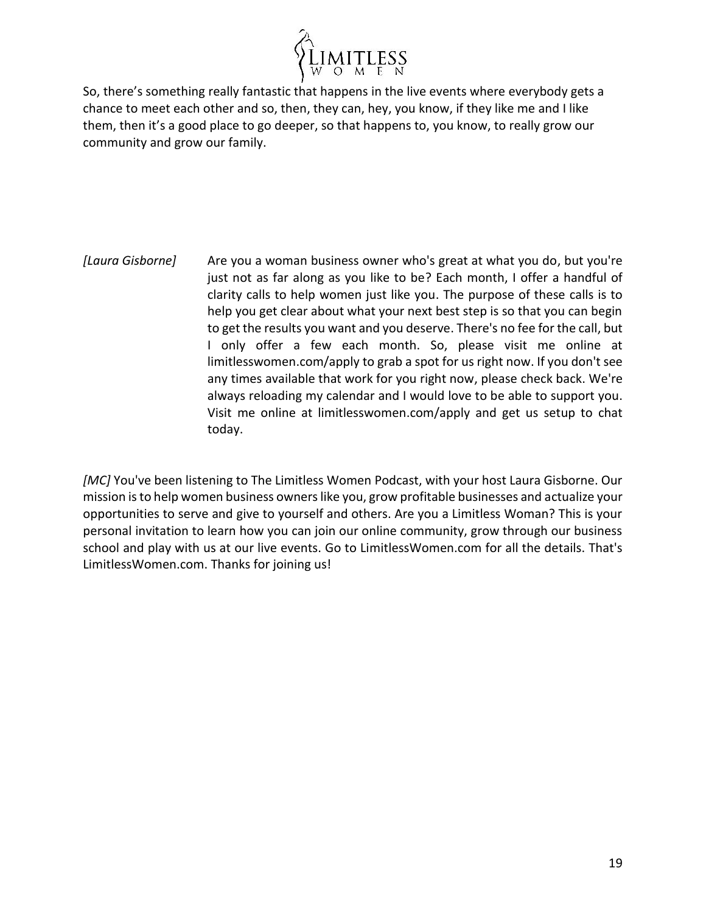So, there's something really fantastic that happens in the live events where everybody gets a chance to meet each other and so, then, they can, hey, you know, if they like me and I like them, then it's a good place to go deeper, so that happens to, you know, to really grow our community and grow our family.

*[Laura Gisborne]* Are you a woman business owner who's great at what you do, but you're just not as far along as you like to be? Each month, I offer a handful of clarity calls to help women just like you. The purpose of these calls is to help you get clear about what your next best step is so that you can begin to get the results you want and you deserve. There's no fee for the call, but I only offer a few each month. So, please visit me online at limitlesswomen.com/apply to grab a spot for us right now. If you don't see any times available that work for you right now, please check back. We're always reloading my calendar and I would love to be able to support you. Visit me online at limitlesswomen.com/apply and get us setup to chat today.

*[MC]* You've been listening to The Limitless Women Podcast, with your host Laura Gisborne. Our mission is to help women business owners like you, grow profitable businesses and actualize your opportunities to serve and give to yourself and others. Are you a Limitless Woman? This is your personal invitation to learn how you can join our online community, grow through our business school and play with us at our live events. Go to LimitlessWomen.com for all the details. That's LimitlessWomen.com. Thanks for joining us!